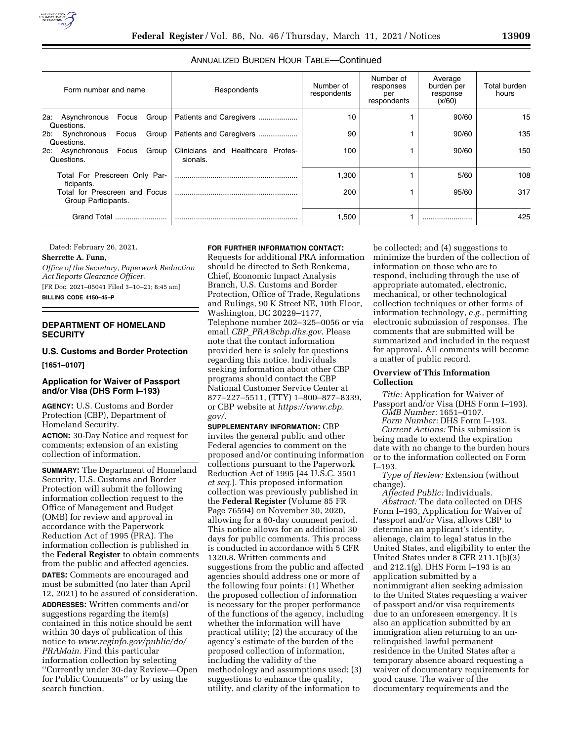ANNUALIZED BURDEN HOUR TABLE—Continued

| Form number and name | Respondents | Number of respondents | Number of responses per respondents | Average burden per response (x/60) | Total burden hours |
|---|---|---|---|---|---|
| 2a: Asynchronous Focus Group Questions. | Patients and Caregivers | 10 | 1 | 90/60 | 15 |
| 2b: Synchronous Focus Group Questions. | Patients and Caregivers | 90 | 1 | 90/60 | 135 |
| 2c: Asynchronous Focus Group Questions. | Clinicians and Healthcare Professionals. | 100 | 1 | 90/60 | 150 |
| Total For Prescreen Only Participants. | | 1,300 | 1 | 5/60 | 108 |
| Total for Prescreen and Focus Group Participants. | | 200 | 1 | 95/60 | 317 |
| Grand Total | | 1,500 | 1 | | 425 |

Dated: February 26, 2021.

**Sherrette A. Funn,**

*Office of the Secretary, Paperwork Reduction Act Reports Clearance Officer.*

[FR Doc. 2021–05041 Filed 3–10–21; 8:45 am]

**BILLING CODE 4150–45–P**

## DEPARTMENT OF HOMELAND SECURITY

### U.S. Customs and Border Protection

**[1651–0107]**

### Application for Waiver of Passport and/or Visa (DHS Form I–193)

**AGENCY:** U.S. Customs and Border Protection (CBP), Department of Homeland Security.

**ACTION:** 30-Day Notice and request for comments; extension of an existing collection of information.

**SUMMARY:** The Department of Homeland Security, U.S. Customs and Border Protection will submit the following information collection request to the Office of Management and Budget (OMB) for review and approval in accordance with the Paperwork Reduction Act of 1995 (PRA). The information collection is published in the **Federal Register** to obtain comments from the public and affected agencies.

**DATES:** Comments are encouraged and must be submitted (no later than April 12, 2021) to be assured of consideration.

**ADDRESSES:** Written comments and/or suggestions regarding the item(s) contained in this notice should be sent within 30 days of publication of this notice to *www.reginfo.gov/public/do/PRAMain.* Find this particular information collection by selecting ''Currently under 30-day Review—Open for Public Comments'' or by using the search function.

**FOR FURTHER INFORMATION CONTACT:** Requests for additional PRA information should be directed to Seth Renkema, Chief, Economic Impact Analysis Branch, U.S. Customs and Border Protection, Office of Trade, Regulations and Rulings, 90 K Street NE, 10th Floor, Washington, DC 20229–1177, Telephone number 202–325–0056 or via email *CBP_PRA@cbp.dhs.gov.* Please note that the contact information provided here is solely for questions regarding this notice. Individuals seeking information about other CBP programs should contact the CBP National Customer Service Center at 877–227–5511, (TTY) 1–800–877–8339, or CBP website at *https://www.cbp.gov/.*

**SUPPLEMENTARY INFORMATION:** CBP invites the general public and other Federal agencies to comment on the proposed and/or continuing information collections pursuant to the Paperwork Reduction Act of 1995 (44 U.S.C. 3501 *et seq.*). This proposed information collection was previously published in the **Federal Register** (Volume 85 FR Page 76594) on November 30, 2020, allowing for a 60-day comment period. This notice allows for an additional 30 days for public comments. This process is conducted in accordance with 5 CFR 1320.8. Written comments and suggestions from the public and affected agencies should address one or more of the following four points: (1) Whether the proposed collection of information is necessary for the proper performance of the functions of the agency, including whether the information will have practical utility; (2) the accuracy of the agency's estimate of the burden of the proposed collection of information, including the validity of the methodology and assumptions used; (3) suggestions to enhance the quality, utility, and clarity of the information to be collected; and (4) suggestions to minimize the burden of the collection of information on those who are to respond, including through the use of appropriate automated, electronic, mechanical, or other technological collection techniques or other forms of information technology, *e.g.,* permitting electronic submission of responses. The comments that are submitted will be summarized and included in the request for approval. All comments will become a matter of public record.

**Overview of This Information Collection**

*Title:* Application for Waiver of Passport and/or Visa (DHS Form I–193).

*OMB Number:* 1651–0107.

*Form Number:* DHS Form I–193.

*Current Actions:* This submission is being made to extend the expiration date with no change to the burden hours or to the information collected on Form I–193.

*Type of Review:* Extension (without change).

*Affected Public:* Individuals.

*Abstract:* The data collected on DHS Form I–193, Application for Waiver of Passport and/or Visa, allows CBP to determine an applicant's identity, alienage, claim to legal status in the United States, and eligibility to enter the United States under 8 CFR 211.1(b)(3) and 212.1(g). DHS Form I–193 is an application submitted by a nonimmigrant alien seeking admission to the United States requesting a waiver of passport and/or visa requirements due to an unforeseen emergency. It is also an application submitted by an immigration alien returning to an un-relinquished lawful permanent residence in the United States after a temporary absence aboard requesting a waiver of documentary requirements for good cause. The waiver of the documentary requirements and the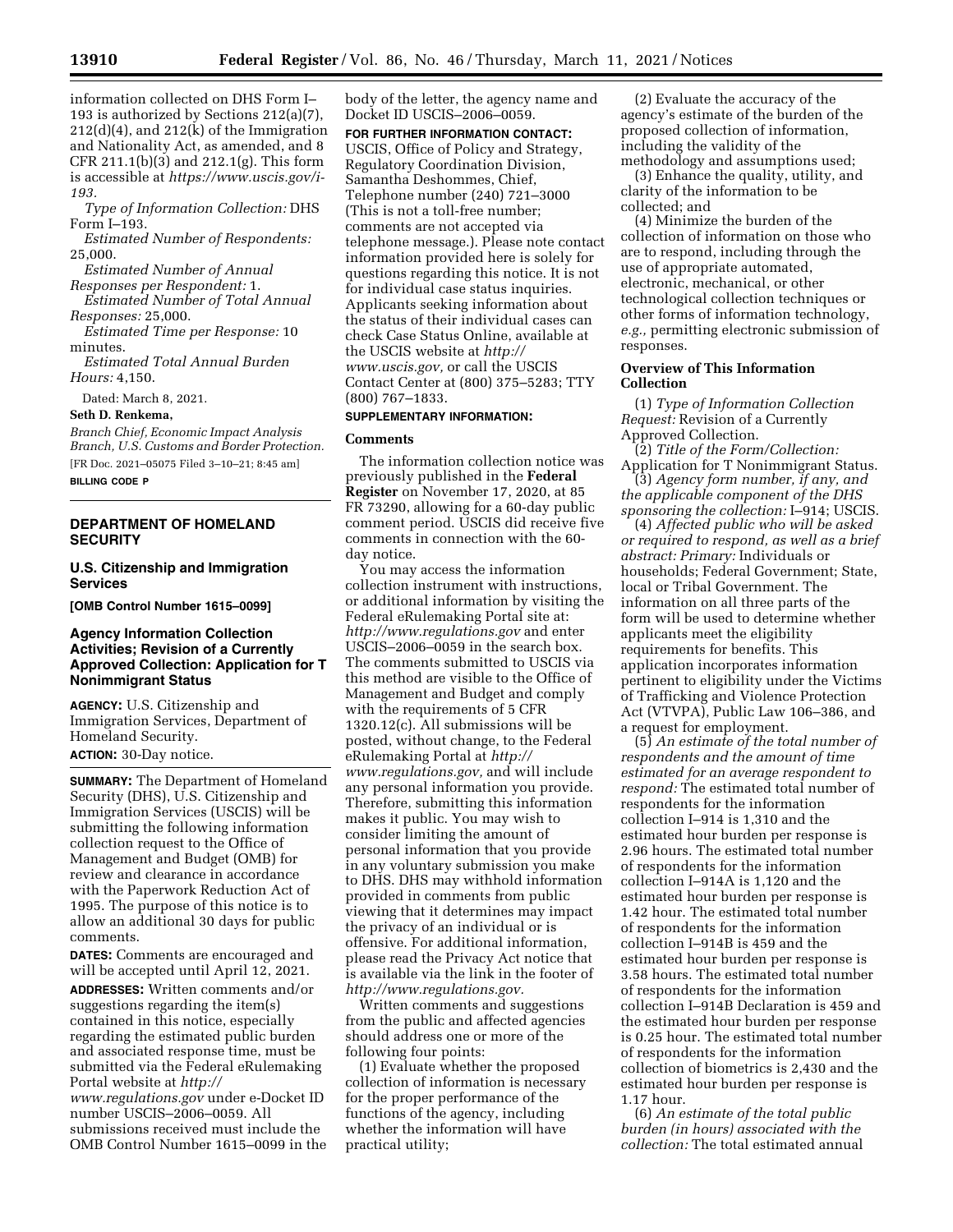information collected on DHS Form I–193 is authorized by Sections 212(a)(7), 212(d)(4), and 212(k) of the Immigration and Nationality Act, as amended, and 8 CFR 211.1(b)(3) and 212.1(g). This form is accessible at *https://www.uscis.gov/i-193.*

*Type of Information Collection:* DHS Form I–193.

*Estimated Number of Respondents:* 25,000.

*Estimated Number of Annual Responses per Respondent:* 1.

*Estimated Number of Total Annual Responses:* 25,000.

*Estimated Time per Response:* 10 minutes.

*Estimated Total Annual Burden Hours:* 4,150.

Dated: March 8, 2021.

**Seth D. Renkema,**

*Branch Chief, Economic Impact Analysis Branch, U.S. Customs and Border Protection.*

[FR Doc. 2021–05075 Filed 3–10–21; 8:45 am]

**BILLING CODE P**

---

## DEPARTMENT OF HOMELAND SECURITY

### U.S. Citizenship and Immigration Services

**[OMB Control Number 1615–0099]**

### Agency Information Collection Activities; Revision of a Currently Approved Collection: Application for T Nonimmigrant Status

**AGENCY:** U.S. Citizenship and Immigration Services, Department of Homeland Security.

**ACTION:** 30-Day notice.

**SUMMARY:** The Department of Homeland Security (DHS), U.S. Citizenship and Immigration Services (USCIS) will be submitting the following information collection request to the Office of Management and Budget (OMB) for review and clearance in accordance with the Paperwork Reduction Act of 1995. The purpose of this notice is to allow an additional 30 days for public comments.

**DATES:** Comments are encouraged and will be accepted until April 12, 2021.

**ADDRESSES:** Written comments and/or suggestions regarding the item(s) contained in this notice, especially regarding the estimated public burden and associated response time, must be submitted via the Federal eRulemaking Portal website at *http://www.regulations.gov* under e-Docket ID number USCIS–2006–0059. All submissions received must include the OMB Control Number 1615–0099 in the body of the letter, the agency name and Docket ID USCIS–2006–0059.

**FOR FURTHER INFORMATION CONTACT:** USCIS, Office of Policy and Strategy, Regulatory Coordination Division, Samantha Deshommes, Chief, Telephone number (240) 721–3000 (This is not a toll-free number; comments are not accepted via telephone message.). Please note contact information provided here is solely for questions regarding this notice. It is not for individual case status inquiries. Applicants seeking information about the status of their individual cases can check Case Status Online, available at the USCIS website at *http://www.uscis.gov,* or call the USCIS Contact Center at (800) 375–5283; TTY (800) 767–1833.

**SUPPLEMENTARY INFORMATION:**

**Comments**

The information collection notice was previously published in the **Federal Register** on November 17, 2020, at 85 FR 73290, allowing for a 60-day public comment period. USCIS did receive five comments in connection with the 60-day notice.

You may access the information collection instrument with instructions, or additional information by visiting the Federal eRulemaking Portal site at: *http://www.regulations.gov* and enter USCIS–2006–0059 in the search box. The comments submitted to USCIS via this method are visible to the Office of Management and Budget and comply with the requirements of 5 CFR 1320.12(c). All submissions will be posted, without change, to the Federal eRulemaking Portal at *http://www.regulations.gov,* and will include any personal information you provide. Therefore, submitting this information makes it public. You may wish to consider limiting the amount of personal information that you provide in any voluntary submission you make to DHS. DHS may withhold information provided in comments from public viewing that it determines may impact the privacy of an individual or is offensive. For additional information, please read the Privacy Act notice that is available via the link in the footer of *http://www.regulations.gov.*

Written comments and suggestions from the public and affected agencies should address one or more of the following four points:

(1) Evaluate whether the proposed collection of information is necessary for the proper performance of the functions of the agency, including whether the information will have practical utility;

(2) Evaluate the accuracy of the agency's estimate of the burden of the proposed collection of information, including the validity of the methodology and assumptions used;

(3) Enhance the quality, utility, and clarity of the information to be collected; and

(4) Minimize the burden of the collection of information on those who are to respond, including through the use of appropriate automated, electronic, mechanical, or other technological collection techniques or other forms of information technology, *e.g.,* permitting electronic submission of responses.

**Overview of This Information Collection**

(1) *Type of Information Collection Request:* Revision of a Currently Approved Collection.

(2) *Title of the Form/Collection:* Application for T Nonimmigrant Status.

(3) *Agency form number, if any, and the applicable component of the DHS sponsoring the collection:* I–914; USCIS.

(4) *Affected public who will be asked or required to respond, as well as a brief abstract: Primary:* Individuals or households; Federal Government; State, local or Tribal Government. The information on all three parts of the form will be used to determine whether applicants meet the eligibility requirements for benefits. This application incorporates information pertinent to eligibility under the Victims of Trafficking and Violence Protection Act (VTVPA), Public Law 106–386, and a request for employment.

(5) *An estimate of the total number of respondents and the amount of time estimated for an average respondent to respond:* The estimated total number of respondents for the information collection I–914 is 1,310 and the estimated hour burden per response is 2.96 hours. The estimated total number of respondents for the information collection I–914A is 1,120 and the estimated hour burden per response is 1.42 hour. The estimated total number of respondents for the information collection I–914B is 459 and the estimated hour burden per response is 3.58 hours. The estimated total number of respondents for the information collection I–914B Declaration is 459 and the estimated hour burden per response is 0.25 hour. The estimated total number of respondents for the information collection of biometrics is 2,430 and the estimated hour burden per response is 1.17 hour.

(6) *An estimate of the total public burden (in hours) associated with the collection:* The total estimated annual